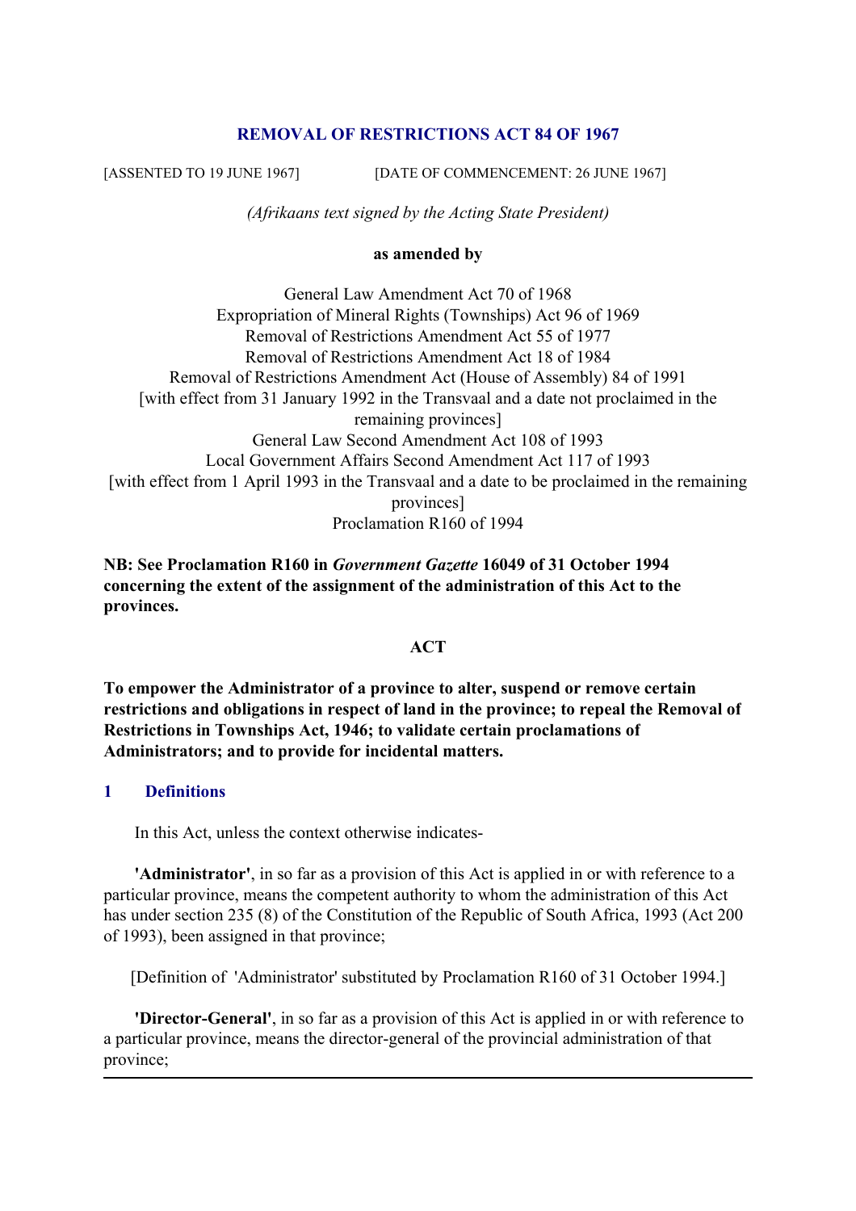# REMOVAL OF RESTRICTIONS ACT 84 OF 1967

[ASSENTED TO 19 JUNE 1967] [DATE OF COMMENCEMENT: 26 JUNE 1967]

*(Afrikaans text signed by the Acting State President)*

**as amended by**

General Law Amendment Act 70 of 1968
Expropriation of Mineral Rights (Townships) Act 96 of 1969
Removal of Restrictions Amendment Act 55 of 1977
Removal of Restrictions Amendment Act 18 of 1984
Removal of Restrictions Amendment Act (House of Assembly) 84 of 1991
[with effect from 31 January 1992 in the Transvaal and a date not proclaimed in the remaining provinces]
General Law Second Amendment Act 108 of 1993
Local Government Affairs Second Amendment Act 117 of 1993
[with effect from 1 April 1993 in the Transvaal and a date to be proclaimed in the remaining provinces]
Proclamation R160 of 1994

**NB: See Proclamation R160 in *Government Gazette* 16049 of 31 October 1994 concerning the extent of the assignment of the administration of this Act to the provinces.**

## ACT

**To empower the Administrator of a province to alter, suspend or remove certain restrictions and obligations in respect of land in the province; to repeal the Removal of Restrictions in Townships Act, 1946; to validate certain proclamations of Administrators; and to provide for incidental matters.**

### 1 Definitions

In this Act, unless the context otherwise indicates-

**'Administrator'**, in so far as a provision of this Act is applied in or with reference to a particular province, means the competent authority to whom the administration of this Act has under section 235 (8) of the Constitution of the Republic of South Africa, 1993 (Act 200 of 1993), been assigned in that province;

[Definition of 'Administrator' substituted by Proclamation R160 of 31 October 1994.]

**'Director-General'**, in so far as a provision of this Act is applied in or with reference to a particular province, means the director-general of the provincial administration of that province;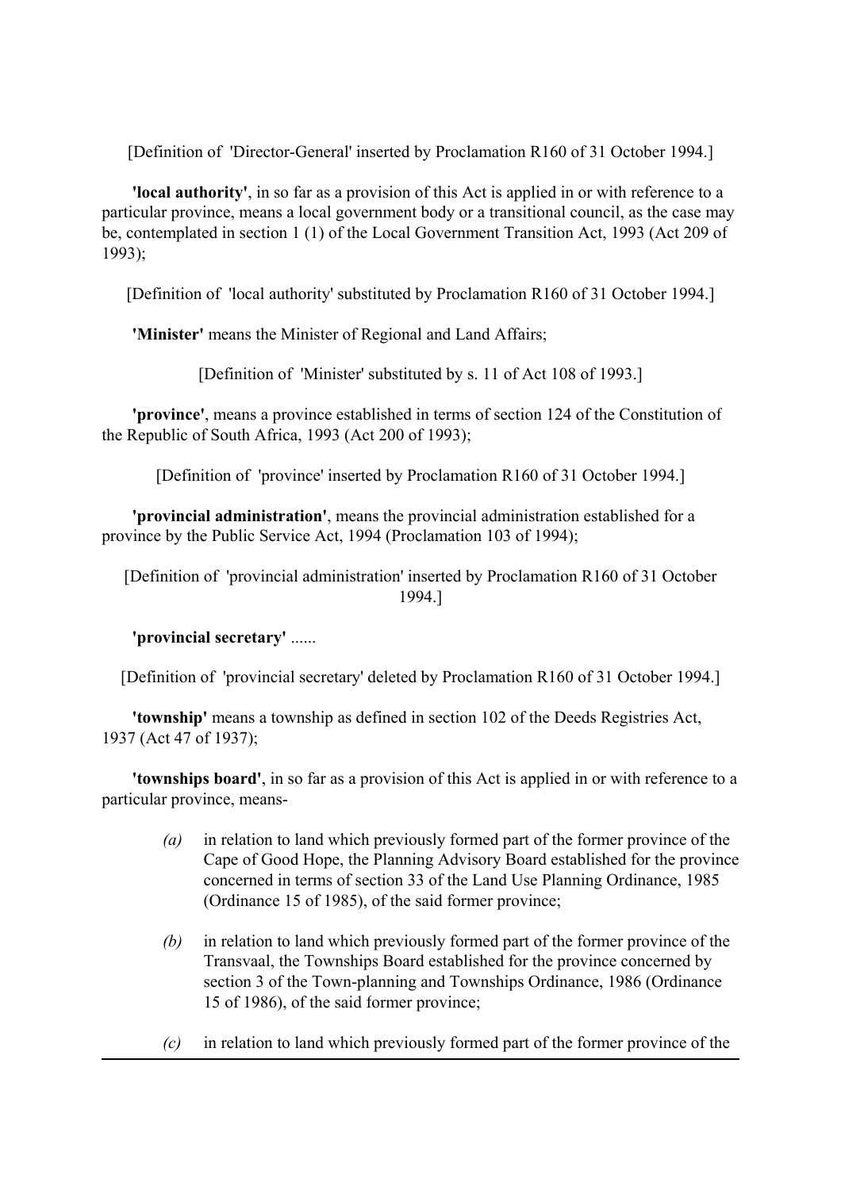[Definition of 'Director-General' inserted by Proclamation R160 of 31 October 1994.]

**'local authority'**, in so far as a provision of this Act is applied in or with reference to a particular province, means a local government body or a transitional council, as the case may be, contemplated in section 1 (1) of the Local Government Transition Act, 1993 (Act 209 of 1993);

[Definition of 'local authority' substituted by Proclamation R160 of 31 October 1994.]

**'Minister'** means the Minister of Regional and Land Affairs;

[Definition of 'Minister' substituted by s. 11 of Act 108 of 1993.]

**'province'**, means a province established in terms of section 124 of the Constitution of the Republic of South Africa, 1993 (Act 200 of 1993);

[Definition of 'province' inserted by Proclamation R160 of 31 October 1994.]

**'provincial administration'**, means the provincial administration established for a province by the Public Service Act, 1994 (Proclamation 103 of 1994);

[Definition of 'provincial administration' inserted by Proclamation R160 of 31 October 1994.]

**'provincial secretary'** ......

[Definition of 'provincial secretary' deleted by Proclamation R160 of 31 October 1994.]

**'township'** means a township as defined in section 102 of the Deeds Registries Act, 1937 (Act 47 of 1937);

**'townships board'**, in so far as a provision of this Act is applied in or with reference to a particular province, means-

*(a)* in relation to land which previously formed part of the former province of the Cape of Good Hope, the Planning Advisory Board established for the province concerned in terms of section 33 of the Land Use Planning Ordinance, 1985 (Ordinance 15 of 1985), of the said former province;

*(b)* in relation to land which previously formed part of the former province of the Transvaal, the Townships Board established for the province concerned by section 3 of the Town-planning and Townships Ordinance, 1986 (Ordinance 15 of 1986), of the said former province;

*(c)* in relation to land which previously formed part of the former province of the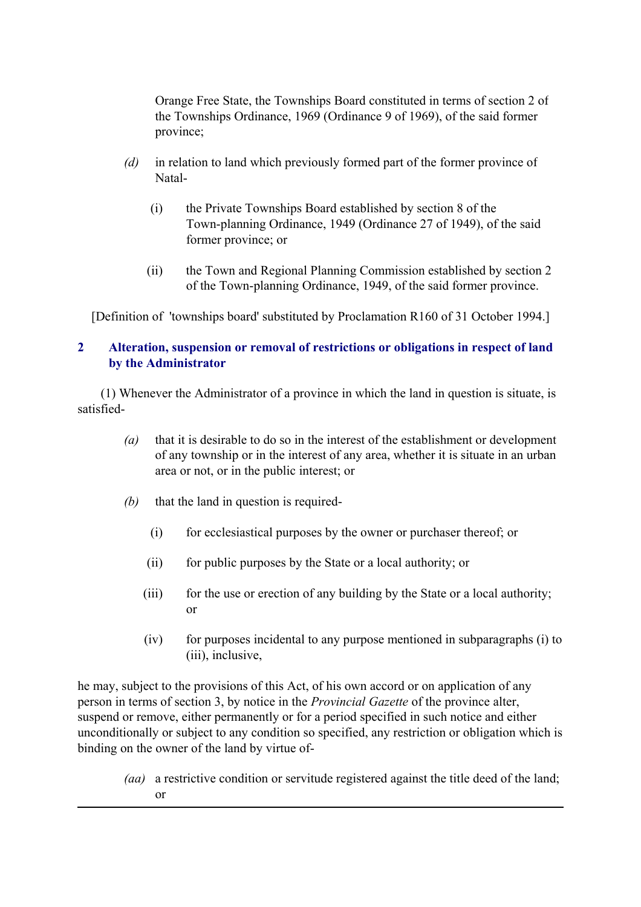Orange Free State, the Townships Board constituted in terms of section 2 of the Townships Ordinance, 1969 (Ordinance 9 of 1969), of the said former province;

*(d)* in relation to land which previously formed part of the former province of Natal-

(i) the Private Townships Board established by section 8 of the Town-planning Ordinance, 1949 (Ordinance 27 of 1949), of the said former province; or

(ii) the Town and Regional Planning Commission established by section 2 of the Town-planning Ordinance, 1949, of the said former province.

[Definition of 'townships board' substituted by Proclamation R160 of 31 October 1994.]

## 2 Alteration, suspension or removal of restrictions or obligations in respect of land by the Administrator

(1) Whenever the Administrator of a province in which the land in question is situate, is satisfied-

*(a)* that it is desirable to do so in the interest of the establishment or development of any township or in the interest of any area, whether it is situate in an urban area or not, or in the public interest; or

*(b)* that the land in question is required-

(i) for ecclesiastical purposes by the owner or purchaser thereof; or

(ii) for public purposes by the State or a local authority; or

(iii) for the use or erection of any building by the State or a local authority; or

(iv) for purposes incidental to any purpose mentioned in subparagraphs (i) to (iii), inclusive,

he may, subject to the provisions of this Act, of his own accord or on application of any person in terms of section 3, by notice in the *Provincial Gazette* of the province alter, suspend or remove, either permanently or for a period specified in such notice and either unconditionally or subject to any condition so specified, any restriction or obligation which is binding on the owner of the land by virtue of-

*(aa)* a restrictive condition or servitude registered against the title deed of the land; or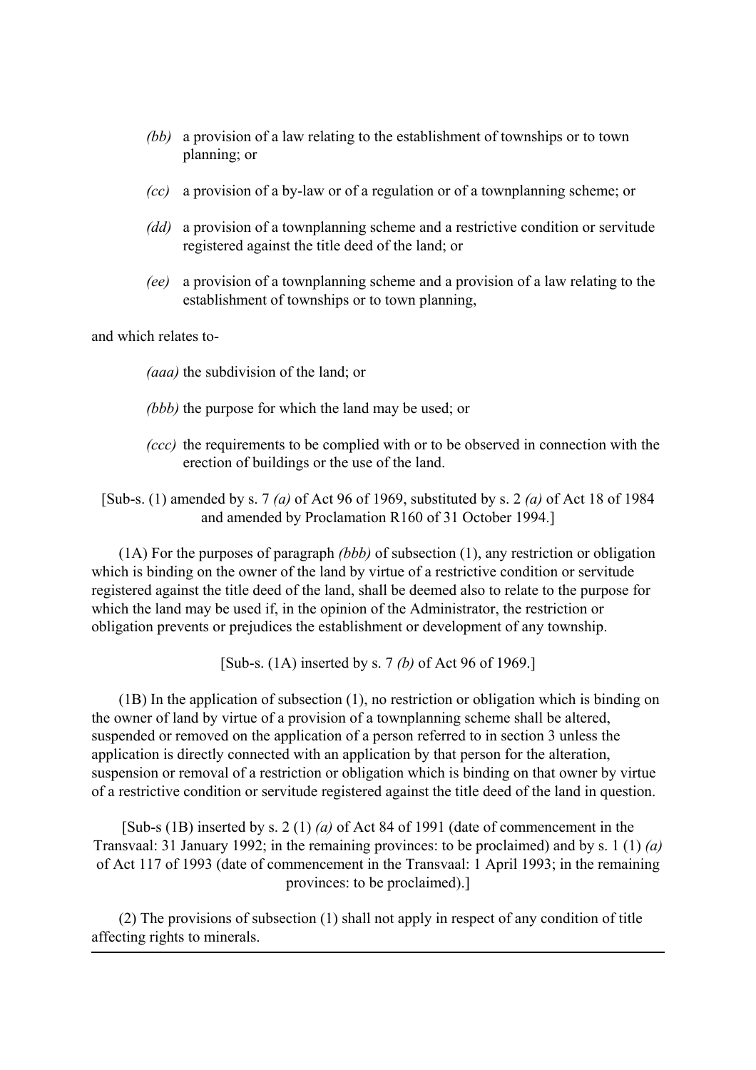- *(bb)* a provision of a law relating to the establishment of townships or to town planning; or
- *(cc)* a provision of a by-law or of a regulation or of a townplanning scheme; or
- *(dd)* a provision of a townplanning scheme and a restrictive condition or servitude registered against the title deed of the land; or
- *(ee)* a provision of a townplanning scheme and a provision of a law relating to the establishment of townships or to town planning,

and which relates to-

- *(aaa)* the subdivision of the land; or
- *(bbb)* the purpose for which the land may be used; or
- *(ccc)* the requirements to be complied with or to be observed in connection with the erection of buildings or the use of the land.

[Sub-s. (1) amended by s. 7 *(a)* of Act 96 of 1969, substituted by s. 2 *(a)* of Act 18 of 1984 and amended by Proclamation R160 of 31 October 1994.]

(1A) For the purposes of paragraph *(bbb)* of subsection (1), any restriction or obligation which is binding on the owner of the land by virtue of a restrictive condition or servitude registered against the title deed of the land, shall be deemed also to relate to the purpose for which the land may be used if, in the opinion of the Administrator, the restriction or obligation prevents or prejudices the establishment or development of any township.

[Sub-s. (1A) inserted by s. 7 *(b)* of Act 96 of 1969.]

(1B) In the application of subsection (1), no restriction or obligation which is binding on the owner of land by virtue of a provision of a townplanning scheme shall be altered, suspended or removed on the application of a person referred to in section 3 unless the application is directly connected with an application by that person for the alteration, suspension or removal of a restriction or obligation which is binding on that owner by virtue of a restrictive condition or servitude registered against the title deed of the land in question.

[Sub-s (1B) inserted by s. 2 (1) *(a)* of Act 84 of 1991 (date of commencement in the Transvaal: 31 January 1992; in the remaining provinces: to be proclaimed) and by s. 1 (1) *(a)* of Act 117 of 1993 (date of commencement in the Transvaal: 1 April 1993; in the remaining provinces: to be proclaimed).]

(2) The provisions of subsection (1) shall not apply in respect of any condition of title affecting rights to minerals.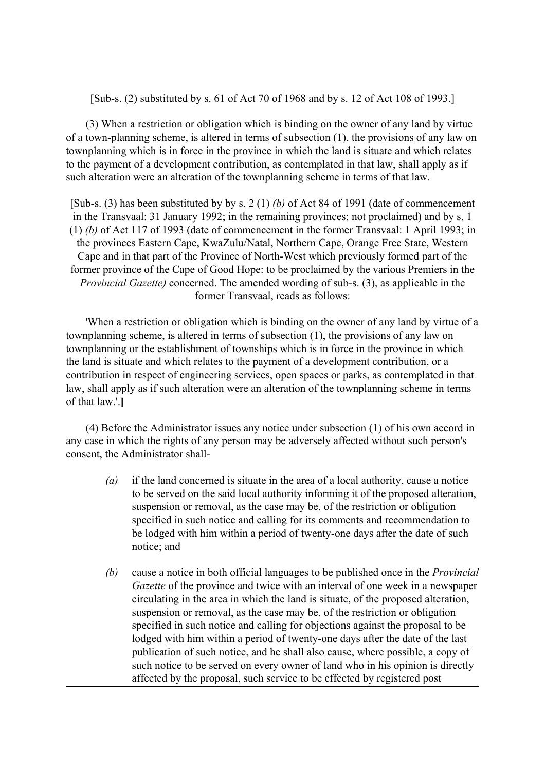[Sub-s. (2) substituted by s. 61 of Act 70 of 1968 and by s. 12 of Act 108 of 1993.]

(3) When a restriction or obligation which is binding on the owner of any land by virtue of a town-planning scheme, is altered in terms of subsection (1), the provisions of any law on townplanning which is in force in the province in which the land is situate and which relates to the payment of a development contribution, as contemplated in that law, shall apply as if such alteration were an alteration of the townplanning scheme in terms of that law.

[Sub-s. (3) has been substituted by by s. 2 (1) *(b)* of Act 84 of 1991 (date of commencement in the Transvaal: 31 January 1992; in the remaining provinces: not proclaimed) and by s. 1 (1) *(b)* of Act 117 of 1993 (date of commencement in the former Transvaal: 1 April 1993; in the provinces Eastern Cape, KwaZulu/Natal, Northern Cape, Orange Free State, Western Cape and in that part of the Province of North-West which previously formed part of the former province of the Cape of Good Hope: to be proclaimed by the various Premiers in the *Provincial Gazette)* concerned. The amended wording of sub-s. (3), as applicable in the former Transvaal, reads as follows:

'When a restriction or obligation which is binding on the owner of any land by virtue of a townplanning scheme, is altered in terms of subsection (1), the provisions of any law on townplanning or the establishment of townships which is in force in the province in which the land is situate and which relates to the payment of a development contribution, or a contribution in respect of engineering services, open spaces or parks, as contemplated in that law, shall apply as if such alteration were an alteration of the townplanning scheme in terms of that law.'.**]**

(4) Before the Administrator issues any notice under subsection (1) of his own accord in any case in which the rights of any person may be adversely affected without such person's consent, the Administrator shall-

*(a)* if the land concerned is situate in the area of a local authority, cause a notice to be served on the said local authority informing it of the proposed alteration, suspension or removal, as the case may be, of the restriction or obligation specified in such notice and calling for its comments and recommendation to be lodged with him within a period of twenty-one days after the date of such notice; and

*(b)* cause a notice in both official languages to be published once in the *Provincial Gazette* of the province and twice with an interval of one week in a newspaper circulating in the area in which the land is situate, of the proposed alteration, suspension or removal, as the case may be, of the restriction or obligation specified in such notice and calling for objections against the proposal to be lodged with him within a period of twenty-one days after the date of the last publication of such notice, and he shall also cause, where possible, a copy of such notice to be served on every owner of land who in his opinion is directly affected by the proposal, such service to be effected by registered post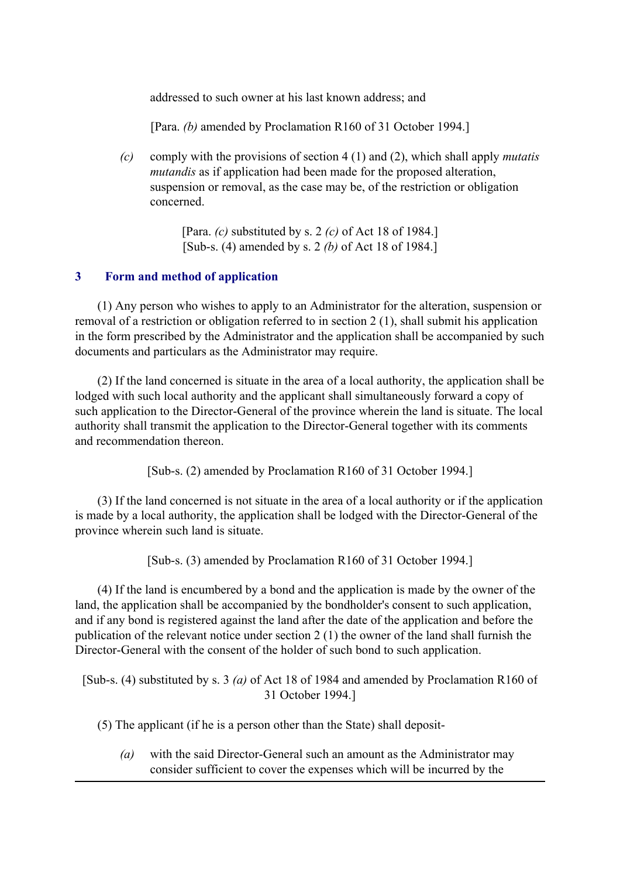addressed to such owner at his last known address; and

[Para. *(b)* amended by Proclamation R160 of 31 October 1994.]

*(c)* comply with the provisions of section 4 (1) and (2), which shall apply *mutatis mutandis* as if application had been made for the proposed alteration, suspension or removal, as the case may be, of the restriction or obligation concerned.

[Para. *(c)* substituted by s. 2 *(c)* of Act 18 of 1984.]
[Sub-s. (4) amended by s. 2 *(b)* of Act 18 of 1984.]

## 3 Form and method of application

(1) Any person who wishes to apply to an Administrator for the alteration, suspension or removal of a restriction or obligation referred to in section 2 (1), shall submit his application in the form prescribed by the Administrator and the application shall be accompanied by such documents and particulars as the Administrator may require.

(2) If the land concerned is situate in the area of a local authority, the application shall be lodged with such local authority and the applicant shall simultaneously forward a copy of such application to the Director-General of the province wherein the land is situate. The local authority shall transmit the application to the Director-General together with its comments and recommendation thereon.

[Sub-s. (2) amended by Proclamation R160 of 31 October 1994.]

(3) If the land concerned is not situate in the area of a local authority or if the application is made by a local authority, the application shall be lodged with the Director-General of the province wherein such land is situate.

[Sub-s. (3) amended by Proclamation R160 of 31 October 1994.]

(4) If the land is encumbered by a bond and the application is made by the owner of the land, the application shall be accompanied by the bondholder's consent to such application, and if any bond is registered against the land after the date of the application and before the publication of the relevant notice under section 2 (1) the owner of the land shall furnish the Director-General with the consent of the holder of such bond to such application.

[Sub-s. (4) substituted by s. 3 *(a)* of Act 18 of 1984 and amended by Proclamation R160 of 31 October 1994.]

(5) The applicant (if he is a person other than the State) shall deposit-

*(a)* with the said Director-General such an amount as the Administrator may consider sufficient to cover the expenses which will be incurred by the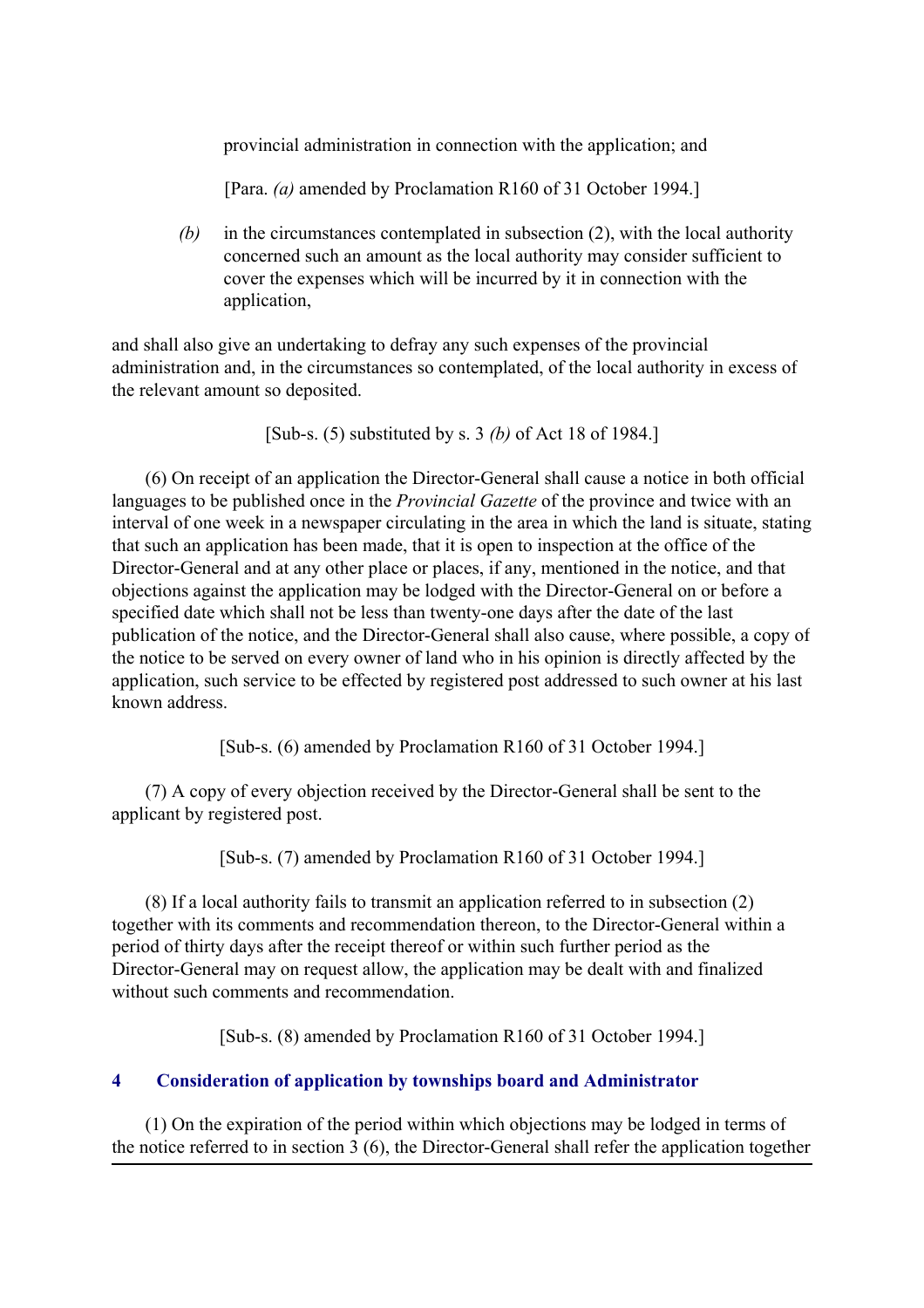provincial administration in connection with the application; and

[Para. *(a)* amended by Proclamation R160 of 31 October 1994.]

*(b)* in the circumstances contemplated in subsection (2), with the local authority concerned such an amount as the local authority may consider sufficient to cover the expenses which will be incurred by it in connection with the application,

and shall also give an undertaking to defray any such expenses of the provincial administration and, in the circumstances so contemplated, of the local authority in excess of the relevant amount so deposited.

[Sub-s. (5) substituted by s. 3 *(b)* of Act 18 of 1984.]

(6) On receipt of an application the Director-General shall cause a notice in both official languages to be published once in the *Provincial Gazette* of the province and twice with an interval of one week in a newspaper circulating in the area in which the land is situate, stating that such an application has been made, that it is open to inspection at the office of the Director-General and at any other place or places, if any, mentioned in the notice, and that objections against the application may be lodged with the Director-General on or before a specified date which shall not be less than twenty-one days after the date of the last publication of the notice, and the Director-General shall also cause, where possible, a copy of the notice to be served on every owner of land who in his opinion is directly affected by the application, such service to be effected by registered post addressed to such owner at his last known address.

[Sub-s. (6) amended by Proclamation R160 of 31 October 1994.]

(7) A copy of every objection received by the Director-General shall be sent to the applicant by registered post.

[Sub-s. (7) amended by Proclamation R160 of 31 October 1994.]

(8) If a local authority fails to transmit an application referred to in subsection (2) together with its comments and recommendation thereon, to the Director-General within a period of thirty days after the receipt thereof or within such further period as the Director-General may on request allow, the application may be dealt with and finalized without such comments and recommendation.

[Sub-s. (8) amended by Proclamation R160 of 31 October 1994.]

## 4 Consideration of application by townships board and Administrator

(1) On the expiration of the period within which objections may be lodged in terms of the notice referred to in section 3 (6), the Director-General shall refer the application together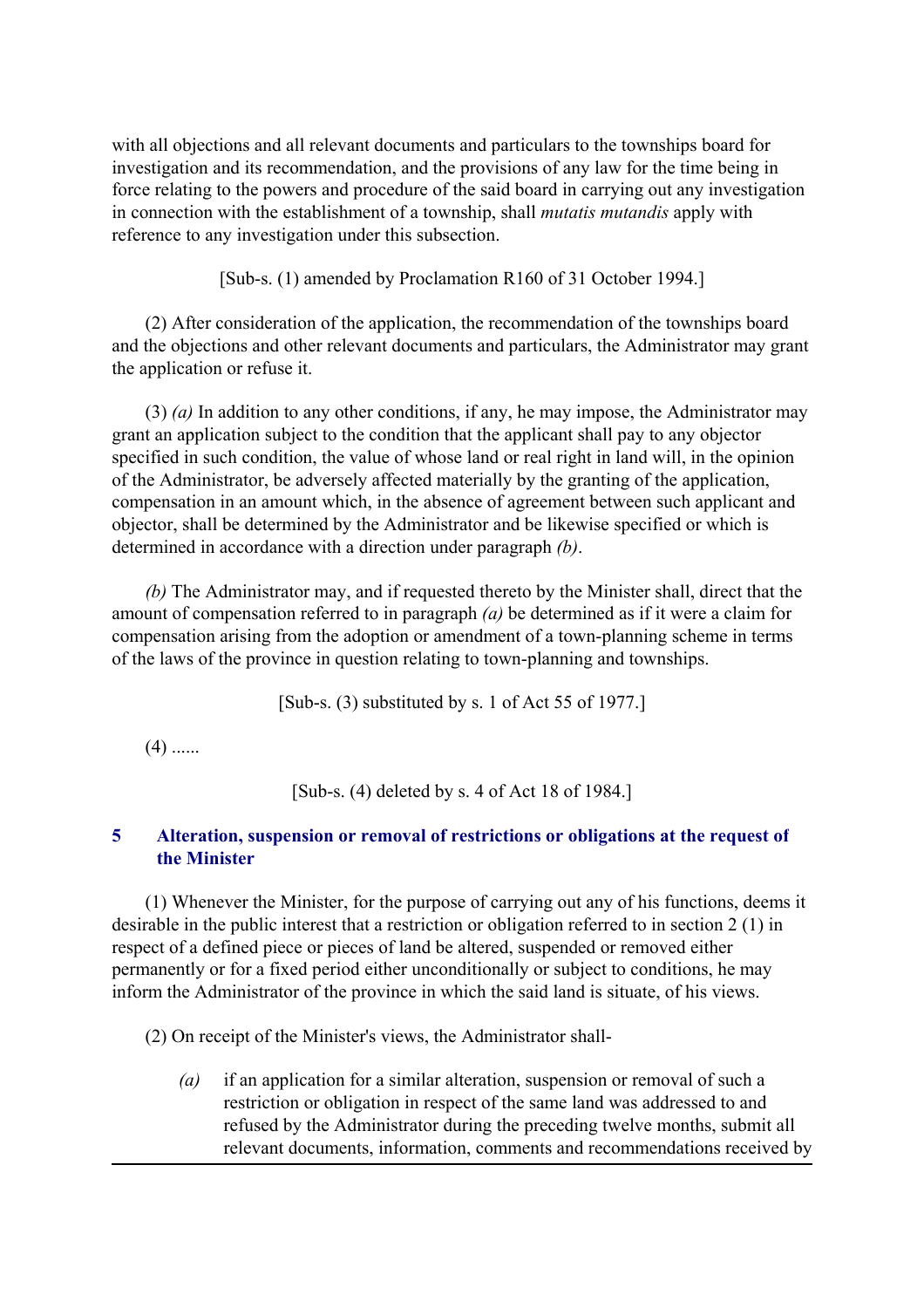with all objections and all relevant documents and particulars to the townships board for investigation and its recommendation, and the provisions of any law for the time being in force relating to the powers and procedure of the said board in carrying out any investigation in connection with the establishment of a township, shall *mutatis mutandis* apply with reference to any investigation under this subsection.

[Sub-s. (1) amended by Proclamation R160 of 31 October 1994.]

(2) After consideration of the application, the recommendation of the townships board and the objections and other relevant documents and particulars, the Administrator may grant the application or refuse it.

(3) *(a)* In addition to any other conditions, if any, he may impose, the Administrator may grant an application subject to the condition that the applicant shall pay to any objector specified in such condition, the value of whose land or real right in land will, in the opinion of the Administrator, be adversely affected materially by the granting of the application, compensation in an amount which, in the absence of agreement between such applicant and objector, shall be determined by the Administrator and be likewise specified or which is determined in accordance with a direction under paragraph *(b)*.

*(b)* The Administrator may, and if requested thereto by the Minister shall, direct that the amount of compensation referred to in paragraph *(a)* be determined as if it were a claim for compensation arising from the adoption or amendment of a town-planning scheme in terms of the laws of the province in question relating to town-planning and townships.

[Sub-s. (3) substituted by s. 1 of Act 55 of 1977.]

(4) ......

[Sub-s. (4) deleted by s. 4 of Act 18 of 1984.]

## 5 Alteration, suspension or removal of restrictions or obligations at the request of the Minister

(1) Whenever the Minister, for the purpose of carrying out any of his functions, deems it desirable in the public interest that a restriction or obligation referred to in section 2 (1) in respect of a defined piece or pieces of land be altered, suspended or removed either permanently or for a fixed period either unconditionally or subject to conditions, he may inform the Administrator of the province in which the said land is situate, of his views.

(2) On receipt of the Minister's views, the Administrator shall-

*(a)* if an application for a similar alteration, suspension or removal of such a restriction or obligation in respect of the same land was addressed to and refused by the Administrator during the preceding twelve months, submit all relevant documents, information, comments and recommendations received by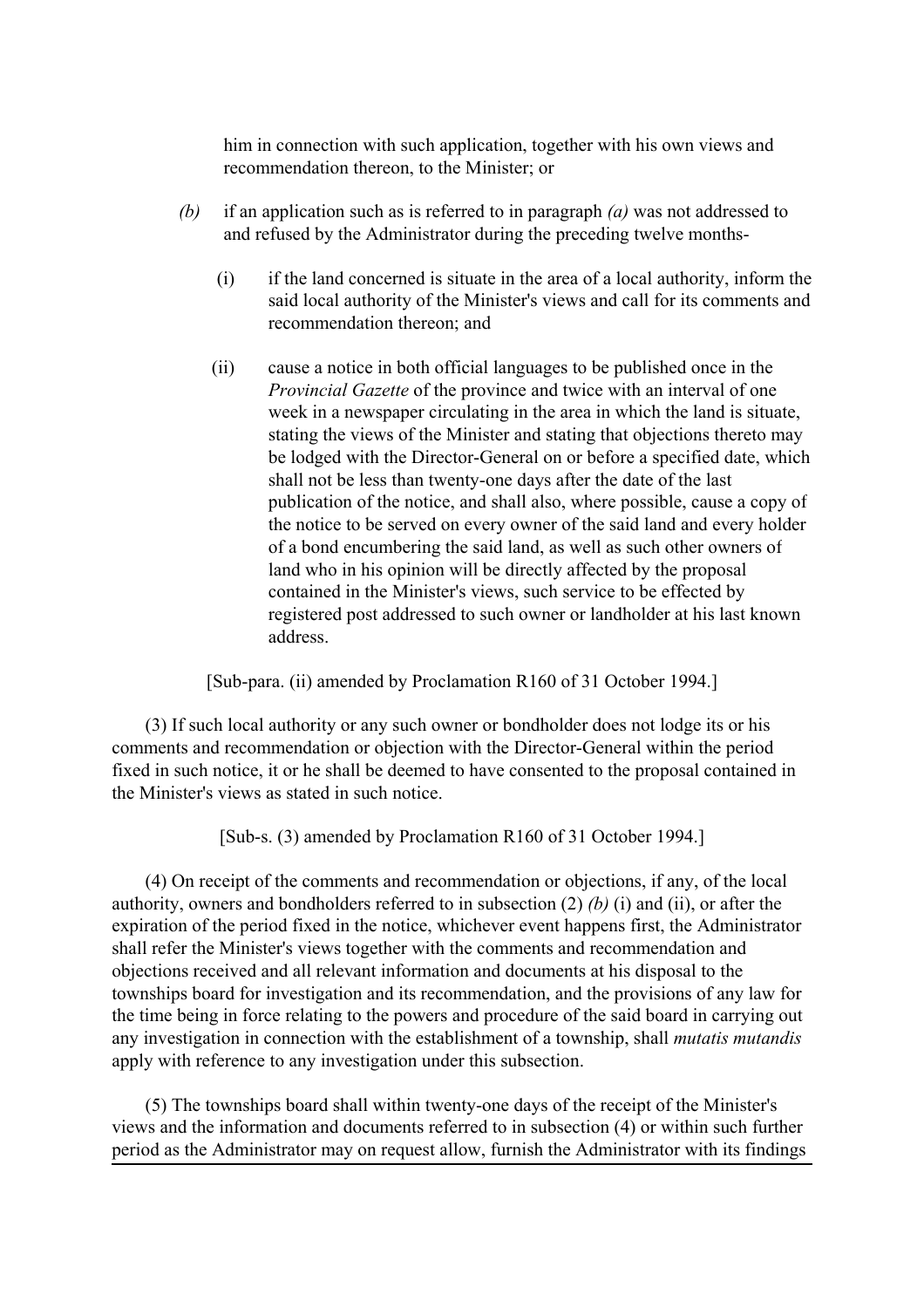him in connection with such application, together with his own views and recommendation thereon, to the Minister; or

*(b)* if an application such as is referred to in paragraph *(a)* was not addressed to and refused by the Administrator during the preceding twelve months-

(i) if the land concerned is situate in the area of a local authority, inform the said local authority of the Minister's views and call for its comments and recommendation thereon; and

(ii) cause a notice in both official languages to be published once in the *Provincial Gazette* of the province and twice with an interval of one week in a newspaper circulating in the area in which the land is situate, stating the views of the Minister and stating that objections thereto may be lodged with the Director-General on or before a specified date, which shall not be less than twenty-one days after the date of the last publication of the notice, and shall also, where possible, cause a copy of the notice to be served on every owner of the said land and every holder of a bond encumbering the said land, as well as such other owners of land who in his opinion will be directly affected by the proposal contained in the Minister's views, such service to be effected by registered post addressed to such owner or landholder at his last known address.

[Sub-para. (ii) amended by Proclamation R160 of 31 October 1994.]

(3) If such local authority or any such owner or bondholder does not lodge its or his comments and recommendation or objection with the Director-General within the period fixed in such notice, it or he shall be deemed to have consented to the proposal contained in the Minister's views as stated in such notice.

[Sub-s. (3) amended by Proclamation R160 of 31 October 1994.]

(4) On receipt of the comments and recommendation or objections, if any, of the local authority, owners and bondholders referred to in subsection (2) *(b)* (i) and (ii), or after the expiration of the period fixed in the notice, whichever event happens first, the Administrator shall refer the Minister's views together with the comments and recommendation and objections received and all relevant information and documents at his disposal to the townships board for investigation and its recommendation, and the provisions of any law for the time being in force relating to the powers and procedure of the said board in carrying out any investigation in connection with the establishment of a township, shall *mutatis mutandis* apply with reference to any investigation under this subsection.

(5) The townships board shall within twenty-one days of the receipt of the Minister's views and the information and documents referred to in subsection (4) or within such further period as the Administrator may on request allow, furnish the Administrator with its findings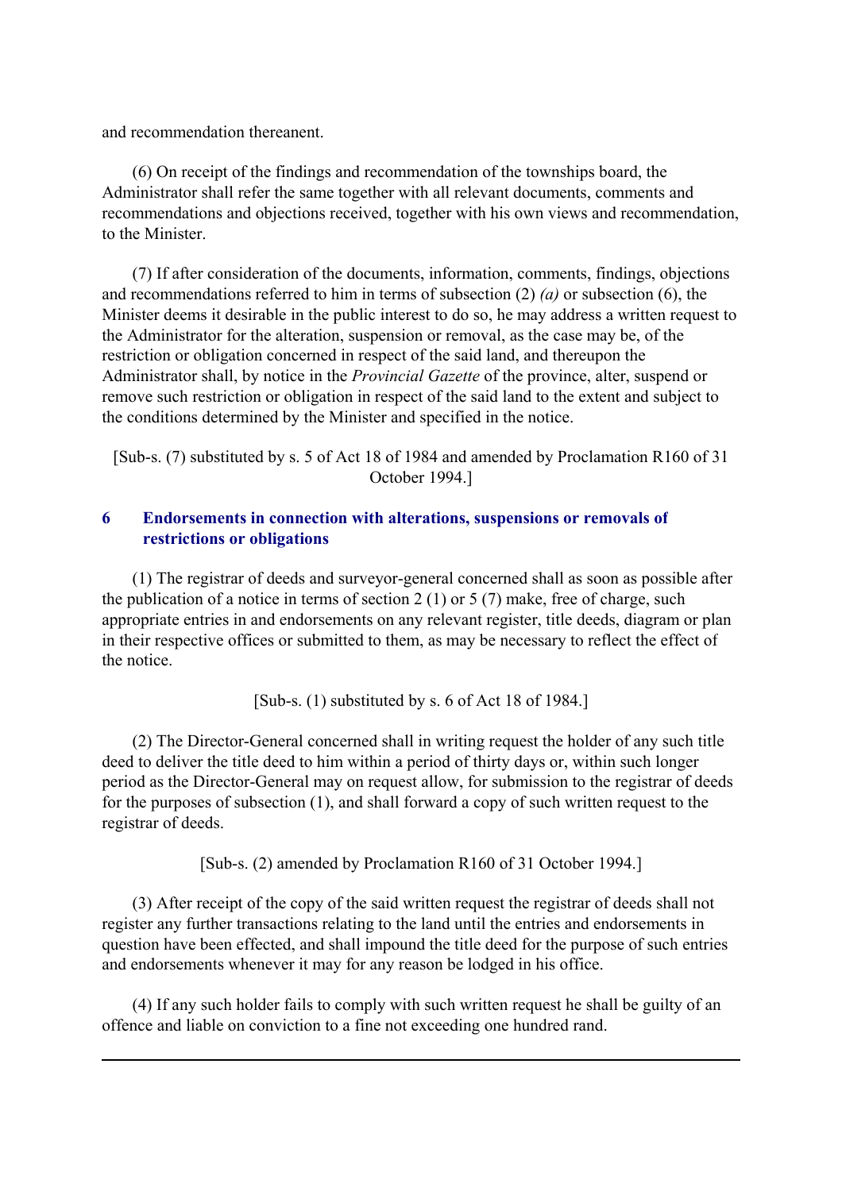and recommendation thereanent.

(6) On receipt of the findings and recommendation of the townships board, the Administrator shall refer the same together with all relevant documents, comments and recommendations and objections received, together with his own views and recommendation, to the Minister.

(7) If after consideration of the documents, information, comments, findings, objections and recommendations referred to him in terms of subsection (2) *(a)* or subsection (6), the Minister deems it desirable in the public interest to do so, he may address a written request to the Administrator for the alteration, suspension or removal, as the case may be, of the restriction or obligation concerned in respect of the said land, and thereupon the Administrator shall, by notice in the *Provincial Gazette* of the province, alter, suspend or remove such restriction or obligation in respect of the said land to the extent and subject to the conditions determined by the Minister and specified in the notice.

[Sub-s. (7) substituted by s. 5 of Act 18 of 1984 and amended by Proclamation R160 of 31 October 1994.]

### 6 Endorsements in connection with alterations, suspensions or removals of restrictions or obligations

(1) The registrar of deeds and surveyor-general concerned shall as soon as possible after the publication of a notice in terms of section 2 (1) or 5 (7) make, free of charge, such appropriate entries in and endorsements on any relevant register, title deeds, diagram or plan in their respective offices or submitted to them, as may be necessary to reflect the effect of the notice.

[Sub-s. (1) substituted by s. 6 of Act 18 of 1984.]

(2) The Director-General concerned shall in writing request the holder of any such title deed to deliver the title deed to him within a period of thirty days or, within such longer period as the Director-General may on request allow, for submission to the registrar of deeds for the purposes of subsection (1), and shall forward a copy of such written request to the registrar of deeds.

[Sub-s. (2) amended by Proclamation R160 of 31 October 1994.]

(3) After receipt of the copy of the said written request the registrar of deeds shall not register any further transactions relating to the land until the entries and endorsements in question have been effected, and shall impound the title deed for the purpose of such entries and endorsements whenever it may for any reason be lodged in his office.

(4) If any such holder fails to comply with such written request he shall be guilty of an offence and liable on conviction to a fine not exceeding one hundred rand.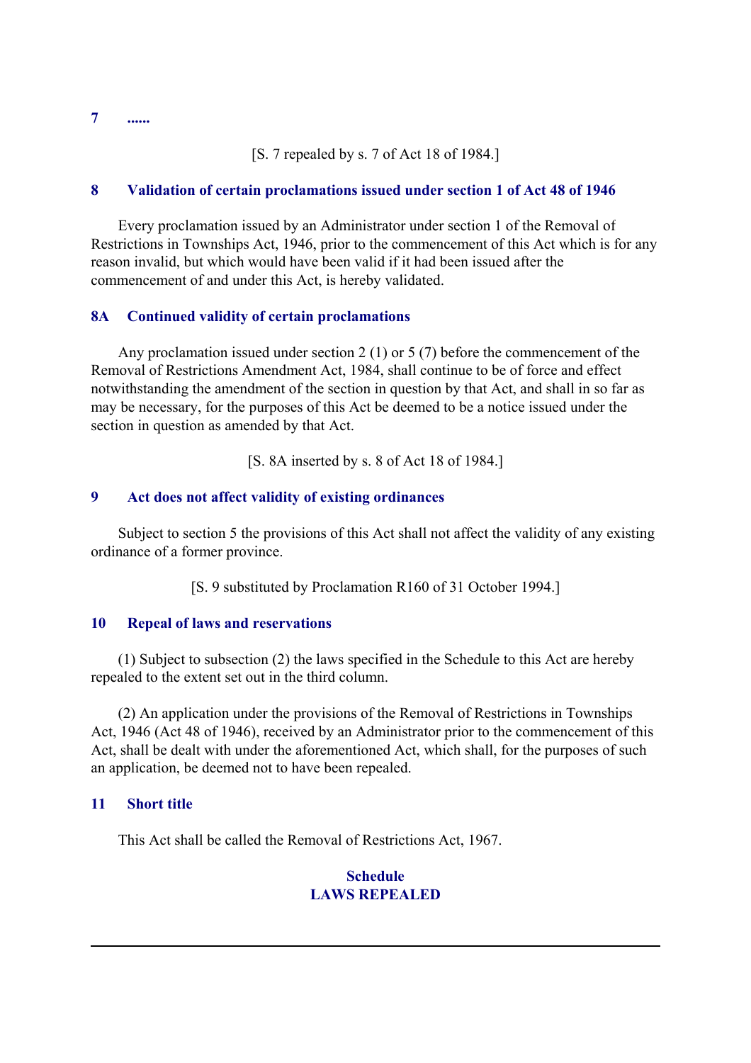**7 ......**

[S. 7 repealed by s. 7 of Act 18 of 1984.]

**8 Validation of certain proclamations issued under section 1 of Act 48 of 1946**

Every proclamation issued by an Administrator under section 1 of the Removal of Restrictions in Townships Act, 1946, prior to the commencement of this Act which is for any reason invalid, but which would have been valid if it had been issued after the commencement of and under this Act, is hereby validated.

**8A Continued validity of certain proclamations**

Any proclamation issued under section 2 (1) or 5 (7) before the commencement of the Removal of Restrictions Amendment Act, 1984, shall continue to be of force and effect notwithstanding the amendment of the section in question by that Act, and shall in so far as may be necessary, for the purposes of this Act be deemed to be a notice issued under the section in question as amended by that Act.

[S. 8A inserted by s. 8 of Act 18 of 1984.]

**9 Act does not affect validity of existing ordinances**

Subject to section 5 the provisions of this Act shall not affect the validity of any existing ordinance of a former province.

[S. 9 substituted by Proclamation R160 of 31 October 1994.]

**10 Repeal of laws and reservations**

(1) Subject to subsection (2) the laws specified in the Schedule to this Act are hereby repealed to the extent set out in the third column.

(2) An application under the provisions of the Removal of Restrictions in Townships Act, 1946 (Act 48 of 1946), received by an Administrator prior to the commencement of this Act, shall be dealt with under the aforementioned Act, which shall, for the purposes of such an application, be deemed not to have been repealed.

**11 Short title**

This Act shall be called the Removal of Restrictions Act, 1967.

**Schedule**
**LAWS REPEALED**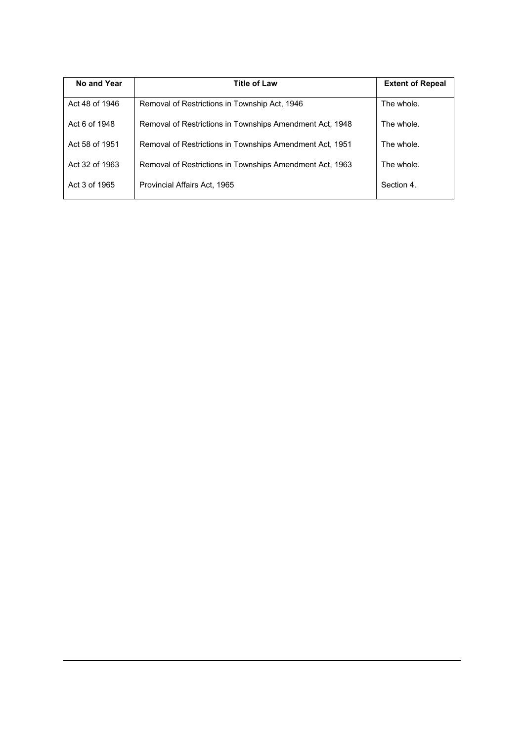| No and Year | Title of Law | Extent of Repeal |
|---|---|---|
| Act 48 of 1946 | Removal of Restrictions in Township Act, 1946 | The whole. |
| Act 6 of 1948 | Removal of Restrictions in Townships Amendment Act, 1948 | The whole. |
| Act 58 of 1951 | Removal of Restrictions in Townships Amendment Act, 1951 | The whole. |
| Act 32 of 1963 | Removal of Restrictions in Townships Amendment Act, 1963 | The whole. |
| Act 3 of 1965 | Provincial Affairs Act, 1965 | Section 4. |